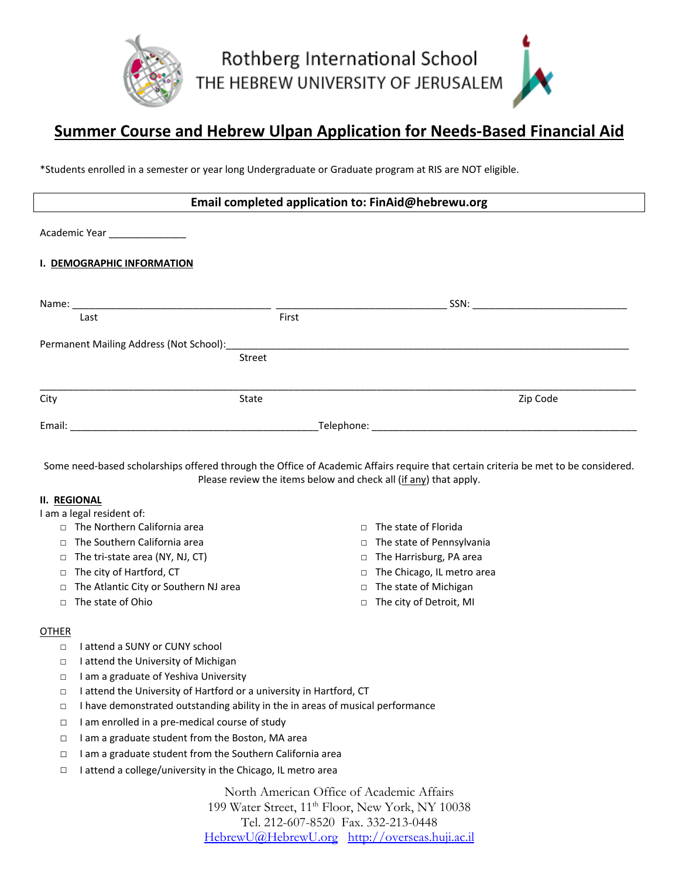Rothberg International School
THE HEBREW UNIVERSITY OF JERUSALEM

# Summer Course and Hebrew Ulpan Application for Needs-Based Financial Aid

*Students enrolled in a semester or year long Undergraduate or Graduate program at RIS are NOT eligible.

**Email completed application to: FinAid@hebrewu.org**

Academic Year ______________

## I. DEMOGRAPHIC INFORMATION

Name: ____________________________________ ______________________________ SSN: ____________________________
Last First

Permanent Mailing Address (Not School):___________________________________________________________________________
Street

_________________________________________________________________________________________________________
City State Zip Code

Email: ____________________________________________Telephone: _______________________________________________

Some need-based scholarships offered through the Office of Academic Affairs require that certain criteria be met to be considered. Please review the items below and check all (if any) that apply.

## II. REGIONAL

I am a legal resident of:

- □ The Northern California area
- □ The Southern California area
- □ The tri-state area (NY, NJ, CT)
- □ The city of Hartford, CT
- □ The Atlantic City or Southern NJ area
- □ The state of Ohio
- □ The state of Florida
- □ The state of Pennsylvania
- □ The Harrisburg, PA area
- □ The Chicago, IL metro area
- □ The state of Michigan
- □ The city of Detroit, MI

OTHER

- □ I attend a SUNY or CUNY school
- □ I attend the University of Michigan
- □ I am a graduate of Yeshiva University
- □ I attend the University of Hartford or a university in Hartford, CT
- □ I have demonstrated outstanding ability in the in areas of musical performance
- □ I am enrolled in a pre-medical course of study
- □ I am a graduate student from the Boston, MA area
- □ I am a graduate student from the Southern California area
- □ I attend a college/university in the Chicago, IL metro area

North American Office of Academic Affairs
199 Water Street, 11th Floor, New York, NY 10038
Tel. 212-607-8520 Fax. 332-213-0448
HebrewU@HebrewU.org http://overseas.huji.ac.il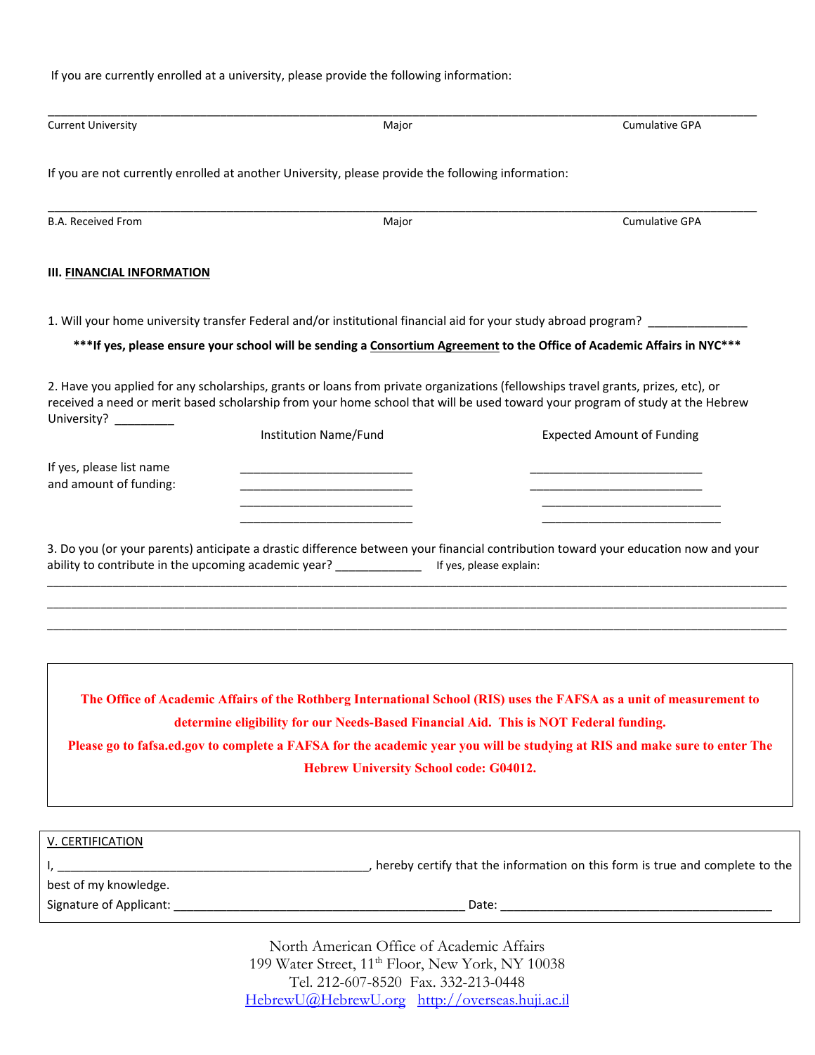If you are currently enrolled at a university, please provide the following information:

_______________________________________________________________________________________________

Current University | Major | Cumulative GPA

If you are not currently enrolled at another University, please provide the following information:

_______________________________________________________________________________________________

B.A. Received From | Major | Cumulative GPA

### III. FINANCIAL INFORMATION

1. Will your home university transfer Federal and/or institutional financial aid for your study abroad program? _______________

**\*\*\*If yes, please ensure your school will be sending a Consortium Agreement to the Office of Academic Affairs in NYC\*\*\***

2. Have you applied for any scholarships, grants or loans from private organizations (fellowships travel grants, prizes, etc), or received a need or merit based scholarship from your home school that will be used toward your program of study at the Hebrew University? _________

| | Institution Name/Fund | Expected Amount of Funding |
|---|---|---|
| If yes, please list name and amount of funding: | __________________________ | __________________________ |
| | __________________________ | __________________________ |
| | __________________________ | __________________________ |
| | __________________________ | __________________________ |

3. Do you (or your parents) anticipate a drastic difference between your financial contribution toward your education now and your ability to contribute in the upcoming academic year? _____________ If yes, please explain:

_______________________________________________________________________________________________

_______________________________________________________________________________________________

_______________________________________________________________________________________________

**The Office of Academic Affairs of the Rothberg International School (RIS) uses the FAFSA as a unit of measurement to determine eligibility for our Needs-Based Financial Aid. This is NOT Federal funding.**

**Please go to fafsa.ed.gov to complete a FAFSA for the academic year you will be studying at RIS and make sure to enter The Hebrew University School code: G04012.**

### V. CERTIFICATION

I, ______________________________________________, hereby certify that the information on this form is true and complete to the best of my knowledge.

Signature of Applicant: ________________________________________ Date: ________________________________________

North American Office of Academic Affairs
199 Water Street, 11th Floor, New York, NY 10038
Tel. 212-607-8520 Fax. 332-213-0448
HebrewU@HebrewU.org http://overseas.huji.ac.il